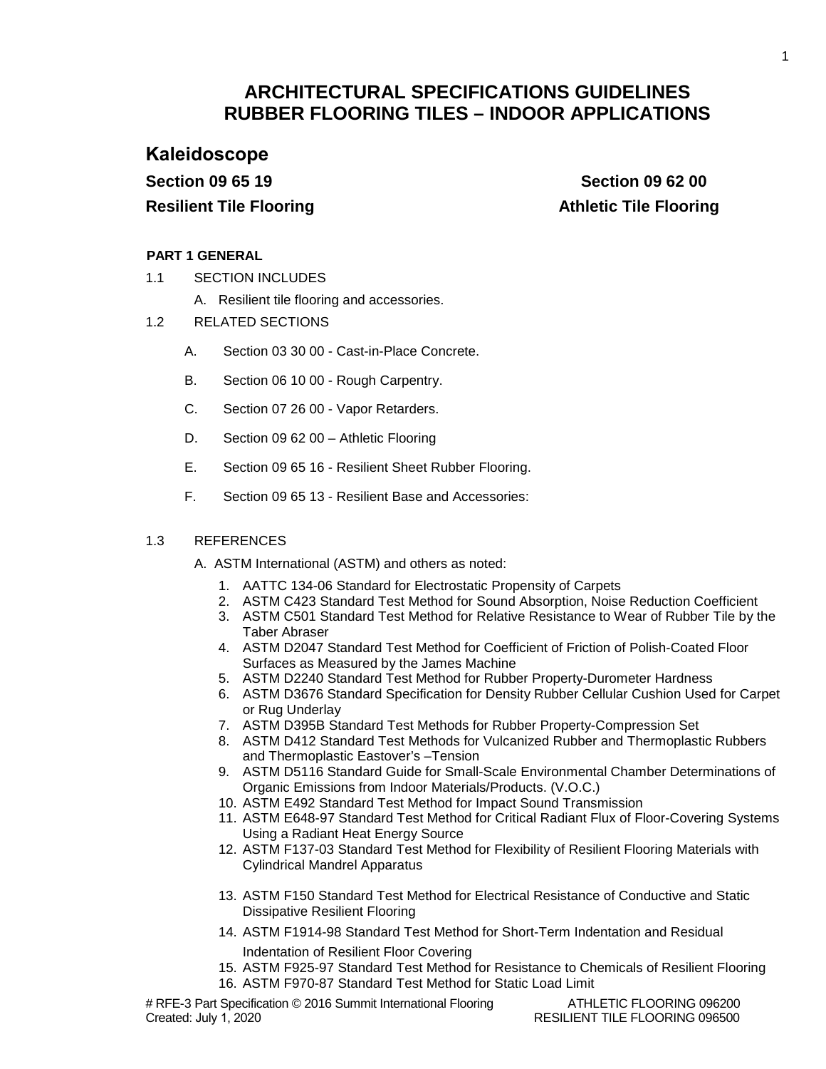#### ARCHITECTURAL SPECIFICATIONS GUIDELINES
#### RUBBER FLOORING TILES – INDOOR APPLICATIONS

## Kaleidoscope

**Section 09 65 19**
**Resilient Tile Flooring**

**Section 09 62 00**
**Athletic Tile Flooring**

**PART 1 GENERAL**

1.1 SECTION INCLUDES

A. Resilient tile flooring and accessories.

1.2 RELATED SECTIONS

A. Section 03 30 00 - Cast-in-Place Concrete.

B. Section 06 10 00 - Rough Carpentry.

C. Section 07 26 00 - Vapor Retarders.

D. Section 09 62 00 – Athletic Flooring

E. Section 09 65 16 - Resilient Sheet Rubber Flooring.

F. Section 09 65 13 - Resilient Base and Accessories:

1.3 REFERENCES

A. ASTM International (ASTM) and others as noted:

1. AATTC 134-06 Standard for Electrostatic Propensity of Carpets
2. ASTM C423 Standard Test Method for Sound Absorption, Noise Reduction Coefficient
3. ASTM C501 Standard Test Method for Relative Resistance to Wear of Rubber Tile by the Taber Abraser
4. ASTM D2047 Standard Test Method for Coefficient of Friction of Polish-Coated Floor Surfaces as Measured by the James Machine
5. ASTM D2240 Standard Test Method for Rubber Property-Durometer Hardness
6. ASTM D3676 Standard Specification for Density Rubber Cellular Cushion Used for Carpet or Rug Underlay
7. ASTM D395B Standard Test Methods for Rubber Property-Compression Set
8. ASTM D412 Standard Test Methods for Vulcanized Rubber and Thermoplastic Rubbers and Thermoplastic Eastover's –Tension
9. ASTM D5116 Standard Guide for Small-Scale Environmental Chamber Determinations of Organic Emissions from Indoor Materials/Products. (V.O.C.)
10. ASTM E492 Standard Test Method for Impact Sound Transmission
11. ASTM E648-97 Standard Test Method for Critical Radiant Flux of Floor-Covering Systems Using a Radiant Heat Energy Source
12. ASTM F137-03 Standard Test Method for Flexibility of Resilient Flooring Materials with Cylindrical Mandrel Apparatus
13. ASTM F150 Standard Test Method for Electrical Resistance of Conductive and Static Dissipative Resilient Flooring
14. ASTM F1914-98 Standard Test Method for Short-Term Indentation and Residual Indentation of Resilient Floor Covering
15. ASTM F925-97 Standard Test Method for Resistance to Chemicals of Resilient Flooring
16. ASTM F970-87 Standard Test Method for Static Load Limit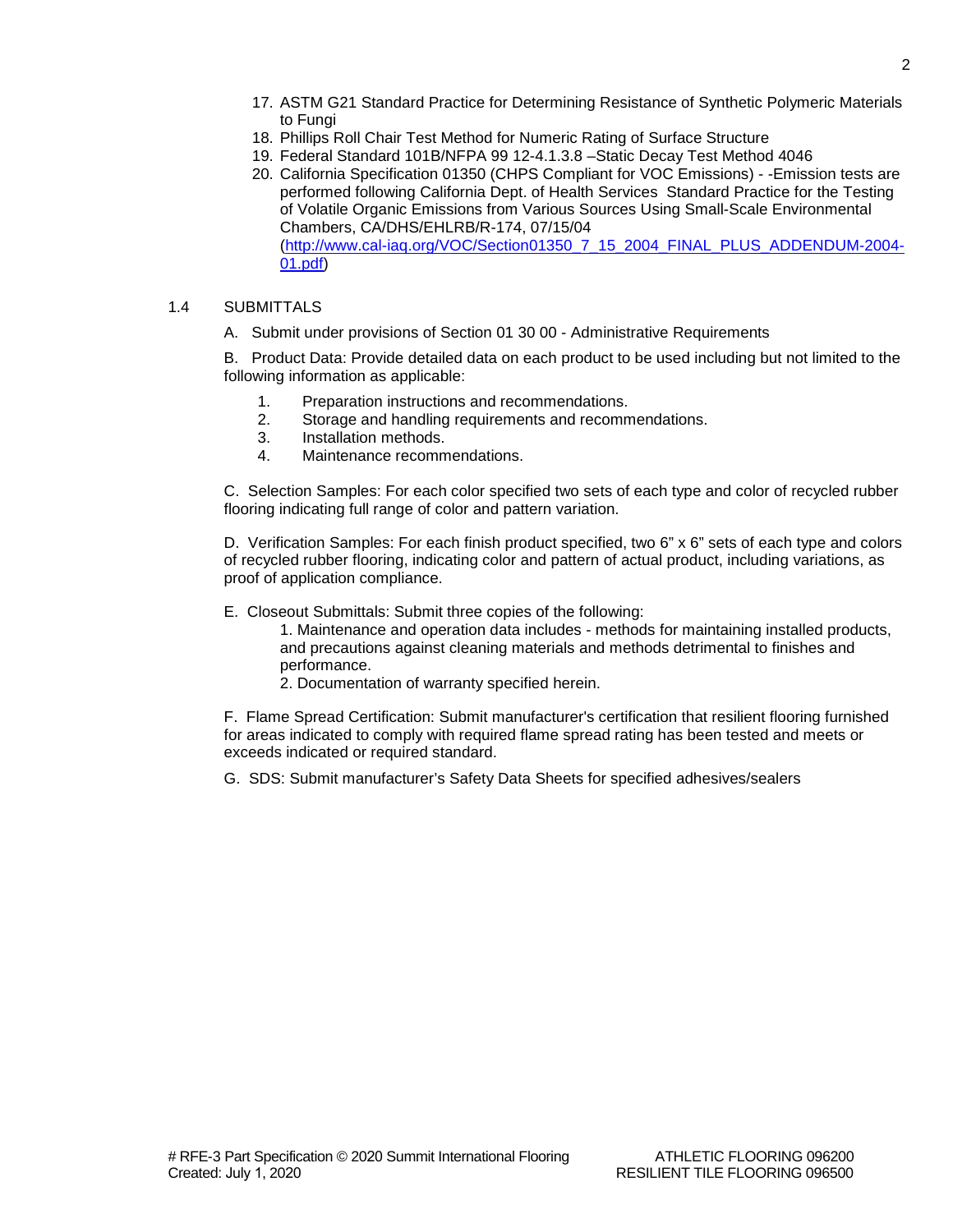17. ASTM G21 Standard Practice for Determining Resistance of Synthetic Polymeric Materials to Fungi
18. Phillips Roll Chair Test Method for Numeric Rating of Surface Structure
19. Federal Standard 101B/NFPA 99 12-4.1.3.8 –Static Decay Test Method 4046
20. California Specification 01350 (CHPS Compliant for VOC Emissions) - -Emission tests are performed following California Dept. of Health Services Standard Practice for the Testing of Volatile Organic Emissions from Various Sources Using Small-Scale Environmental Chambers, CA/DHS/EHLRB/R-174, 07/15/04 (http://www.cal-iaq.org/VOC/Section01350_7_15_2004_FINAL_PLUS_ADDENDUM-2004-01.pdf)

## 1.4 SUBMITTALS

A. Submit under provisions of Section 01 30 00 - Administrative Requirements

B. Product Data: Provide detailed data on each product to be used including but not limited to the following information as applicable:

1. Preparation instructions and recommendations.
2. Storage and handling requirements and recommendations.
3. Installation methods.
4. Maintenance recommendations.

C. Selection Samples: For each color specified two sets of each type and color of recycled rubber flooring indicating full range of color and pattern variation.

D. Verification Samples: For each finish product specified, two 6" x 6" sets of each type and colors of recycled rubber flooring, indicating color and pattern of actual product, including variations, as proof of application compliance.

E. Closeout Submittals: Submit three copies of the following:

1. Maintenance and operation data includes - methods for maintaining installed products, and precautions against cleaning materials and methods detrimental to finishes and performance.
2. Documentation of warranty specified herein.

F. Flame Spread Certification: Submit manufacturer's certification that resilient flooring furnished for areas indicated to comply with required flame spread rating has been tested and meets or exceeds indicated or required standard.

G. SDS: Submit manufacturer's Safety Data Sheets for specified adhesives/sealers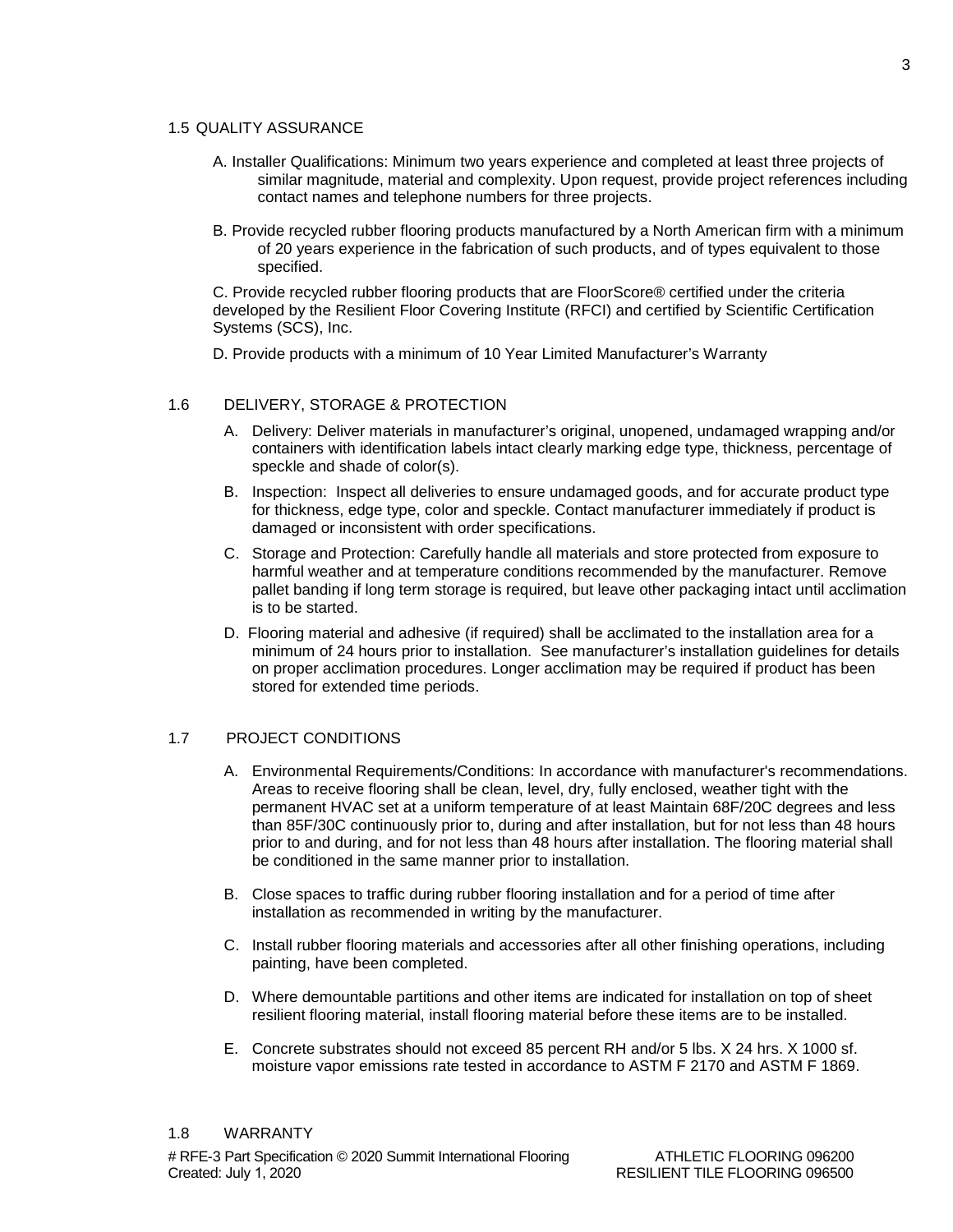## 1.5 QUALITY ASSURANCE

A. Installer Qualifications: Minimum two years experience and completed at least three projects of similar magnitude, material and complexity. Upon request, provide project references including contact names and telephone numbers for three projects.

B. Provide recycled rubber flooring products manufactured by a North American firm with a minimum of 20 years experience in the fabrication of such products, and of types equivalent to those specified.

C. Provide recycled rubber flooring products that are FloorScore® certified under the criteria developed by the Resilient Floor Covering Institute (RFCI) and certified by Scientific Certification Systems (SCS), Inc.

D. Provide products with a minimum of 10 Year Limited Manufacturer's Warranty

## 1.6 DELIVERY, STORAGE & PROTECTION

A. Delivery: Deliver materials in manufacturer's original, unopened, undamaged wrapping and/or containers with identification labels intact clearly marking edge type, thickness, percentage of speckle and shade of color(s).

B. Inspection: Inspect all deliveries to ensure undamaged goods, and for accurate product type for thickness, edge type, color and speckle. Contact manufacturer immediately if product is damaged or inconsistent with order specifications.

C. Storage and Protection: Carefully handle all materials and store protected from exposure to harmful weather and at temperature conditions recommended by the manufacturer. Remove pallet banding if long term storage is required, but leave other packaging intact until acclimation is to be started.

D. Flooring material and adhesive (if required) shall be acclimated to the installation area for a minimum of 24 hours prior to installation. See manufacturer's installation guidelines for details on proper acclimation procedures. Longer acclimation may be required if product has been stored for extended time periods.

## 1.7 PROJECT CONDITIONS

A. Environmental Requirements/Conditions: In accordance with manufacturer's recommendations. Areas to receive flooring shall be clean, level, dry, fully enclosed, weather tight with the permanent HVAC set at a uniform temperature of at least Maintain 68F/20C degrees and less than 85F/30C continuously prior to, during and after installation, but for not less than 48 hours prior to and during, and for not less than 48 hours after installation. The flooring material shall be conditioned in the same manner prior to installation.

B. Close spaces to traffic during rubber flooring installation and for a period of time after installation as recommended in writing by the manufacturer.

C. Install rubber flooring materials and accessories after all other finishing operations, including painting, have been completed.

D. Where demountable partitions and other items are indicated for installation on top of sheet resilient flooring material, install flooring material before these items are to be installed.

E. Concrete substrates should not exceed 85 percent RH and/or 5 lbs. X 24 hrs. X 1000 sf. moisture vapor emissions rate tested in accordance to ASTM F 2170 and ASTM F 1869.

## 1.8 WARRANTY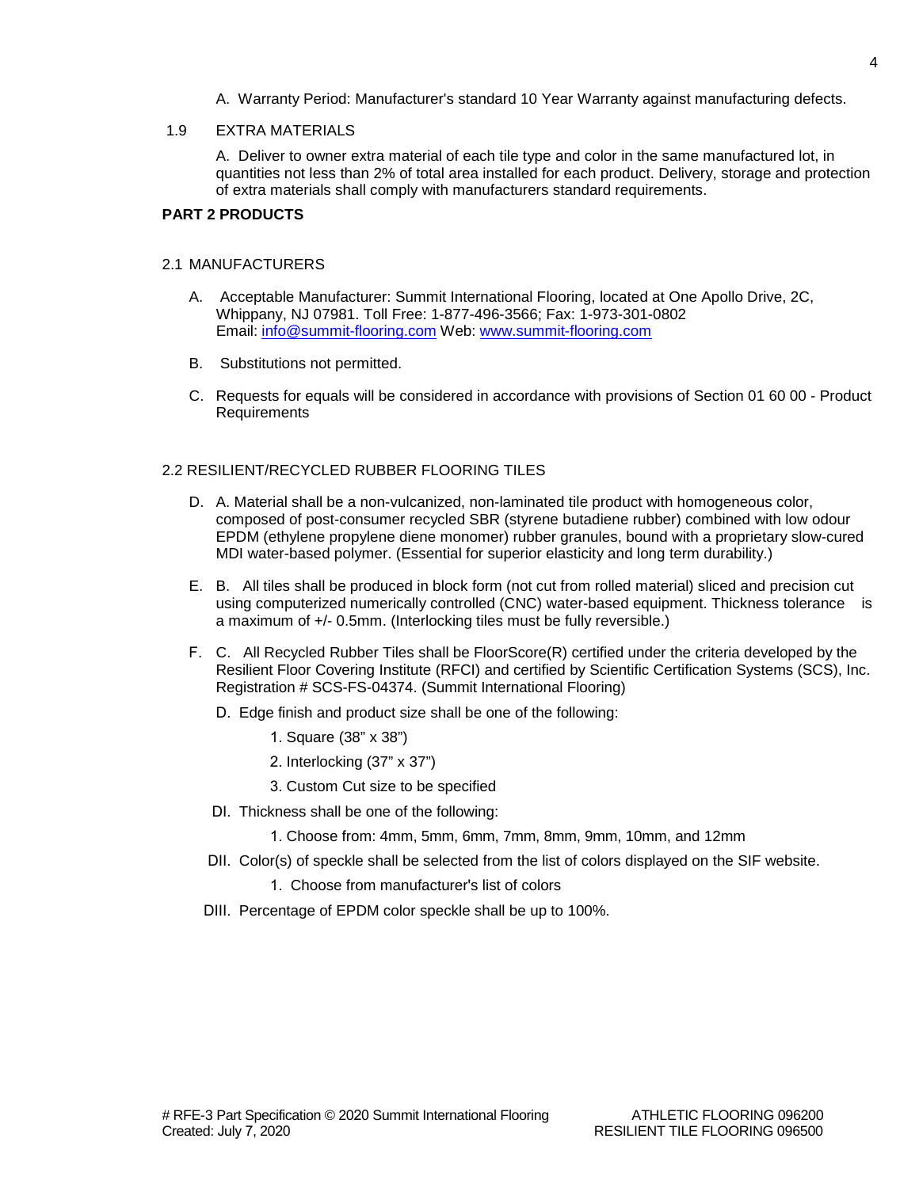A. Warranty Period: Manufacturer's standard 10 Year Warranty against manufacturing defects.

1.9 EXTRA MATERIALS

A. Deliver to owner extra material of each tile type and color in the same manufactured lot, in quantities not less than 2% of total area installed for each product. Delivery, storage and protection of extra materials shall comply with manufacturers standard requirements.

**PART 2 PRODUCTS**

2.1 MANUFACTURERS

A. Acceptable Manufacturer: Summit International Flooring, located at One Apollo Drive, 2C, Whippany, NJ 07981. Toll Free: 1-877-496-3566; Fax: 1-973-301-0802
Email: [info@summit-flooring.com](mailto:info@summit-flooring.com) Web: [www.summit-flooring.com](http://www.summit-flooring.com)

B. Substitutions not permitted.

C. Requests for equals will be considered in accordance with provisions of Section 01 60 00 - Product Requirements

2.2 RESILIENT/RECYCLED RUBBER FLOORING TILES

D. A. Material shall be a non-vulcanized, non-laminated tile product with homogeneous color, composed of post-consumer recycled SBR (styrene butadiene rubber) combined with low odour EPDM (ethylene propylene diene monomer) rubber granules, bound with a proprietary slow-cured MDI water-based polymer. (Essential for superior elasticity and long term durability.)

E. B. All tiles shall be produced in block form (not cut from rolled material) sliced and precision cut using computerized numerically controlled (CNC) water-based equipment. Thickness tolerance is a maximum of +/- 0.5mm. (Interlocking tiles must be fully reversible.)

F. C. All Recycled Rubber Tiles shall be FloorScore(R) certified under the criteria developed by the Resilient Floor Covering Institute (RFCI) and certified by Scientific Certification Systems (SCS), Inc. Registration # SCS-FS-04374. (Summit International Flooring)

D. Edge finish and product size shall be one of the following:

1. Square (38" x 38")
2. Interlocking (37" x 37")
3. Custom Cut size to be specified

DI. Thickness shall be one of the following:

1. Choose from: 4mm, 5mm, 6mm, 7mm, 8mm, 9mm, 10mm, and 12mm

DII. Color(s) of speckle shall be selected from the list of colors displayed on the SIF website.

1. Choose from manufacturer's list of colors

DIII. Percentage of EPDM color speckle shall be up to 100%.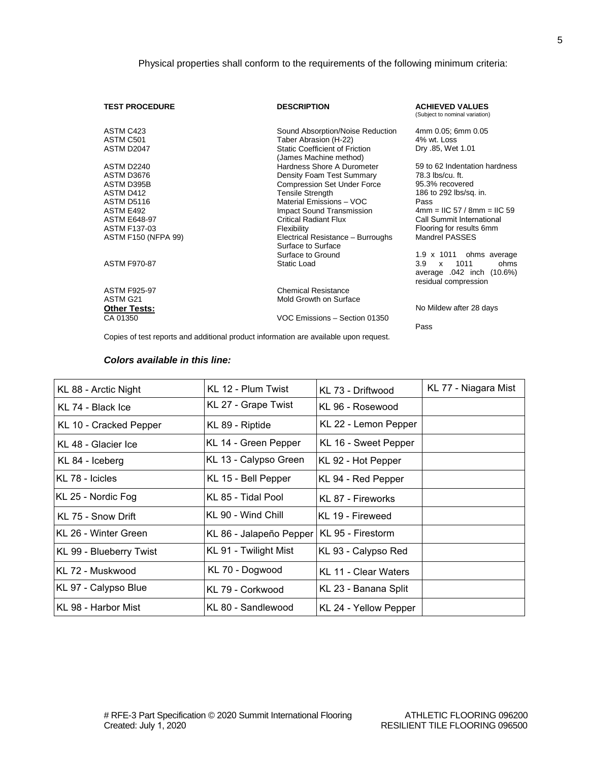Physical properties shall conform to the requirements of the following minimum criteria:

| TEST PROCEDURE | DESCRIPTION | ACHIEVED VALUES (Subject to nominal variation) |
|---|---|---|
| ASTM C423 | Sound Absorption/Noise Reduction | 4mm 0.05; 6mm 0.05 |
| ASTM C501 | Taber Abrasion (H-22) | 4% wt. Loss |
| ASTM D2047 | Static Coefficient of Friction (James Machine method) | Dry .85, Wet 1.01 |
| ASTM D2240 | Hardness Shore A Durometer | 59 to 62 Indentation hardness |
| ASTM D3676 | Density Foam Test Summary | 78.3 lbs/cu. ft. |
| ASTM D395B | Compression Set Under Force | 95.3% recovered |
| ASTM D412 | Tensile Strength | 186 to 292 lbs/sq. in. |
| ASTM D5116 | Material Emissions – VOC | Pass |
| ASTM E492 | Impact Sound Transmission | 4mm = IIC 57 / 8mm = IIC 59 |
| ASTM E648-97 | Critical Radiant Flux | Call Summit International |
| ASTM F137-03 | Flexibility | Flooring for results 6mm |
| ASTM F150 (NFPA 99) | Electrical Resistance – Burroughs Surface to Surface | Mandrel PASSES |
| | Surface to Ground | 1.9 x 1011 ohms average |
| ASTM F970-87 | Static Load | 3.9 x 1011 ohms average .042 inch (10.6%) residual compression |
| ASTM F925-97 | Chemical Resistance | |
| ASTM G21 | Mold Growth on Surface | |
| **Other Tests:** | | No Mildew after 28 days |
| CA 01350 | VOC Emissions – Section 01350 | |
| | | Pass |

Copies of test reports and additional product information are available upon request.

***Colors available in this line:***

| KL 88 - Arctic Night | KL 12 - Plum Twist | KL 73 - Driftwood | KL 77 - Niagara Mist |
|---|---|---|---|
| KL 74 - Black Ice | KL 27 - Grape Twist | KL 96 - Rosewood | |
| KL 10 - Cracked Pepper | KL 89 - Riptide | KL 22 - Lemon Pepper | |
| KL 48 - Glacier Ice | KL 14 - Green Pepper | KL 16 - Sweet Pepper | |
| KL 84 - Iceberg | KL 13 - Calypso Green | KL 92 - Hot Pepper | |
| KL 78 - Icicles | KL 15 - Bell Pepper | KL 94 - Red Pepper | |
| KL 25 - Nordic Fog | KL 85 - Tidal Pool | KL 87 - Fireworks | |
| KL 75 - Snow Drift | KL 90 - Wind Chill | KL 19 - Fireweed | |
| KL 26 - Winter Green | KL 86 - Jalapeño Pepper | KL 95 - Firestorm | |
| KL 99 - Blueberry Twist | KL 91 - Twilight Mist | KL 93 - Calypso Red | |
| KL 72 - Muskwood | KL 70 - Dogwood | KL 11 - Clear Waters | |
| KL 97 - Calypso Blue | KL 79 - Corkwood | KL 23 - Banana Split | |
| KL 98 - Harbor Mist | KL 80 - Sandlewood | KL 24 - Yellow Pepper | |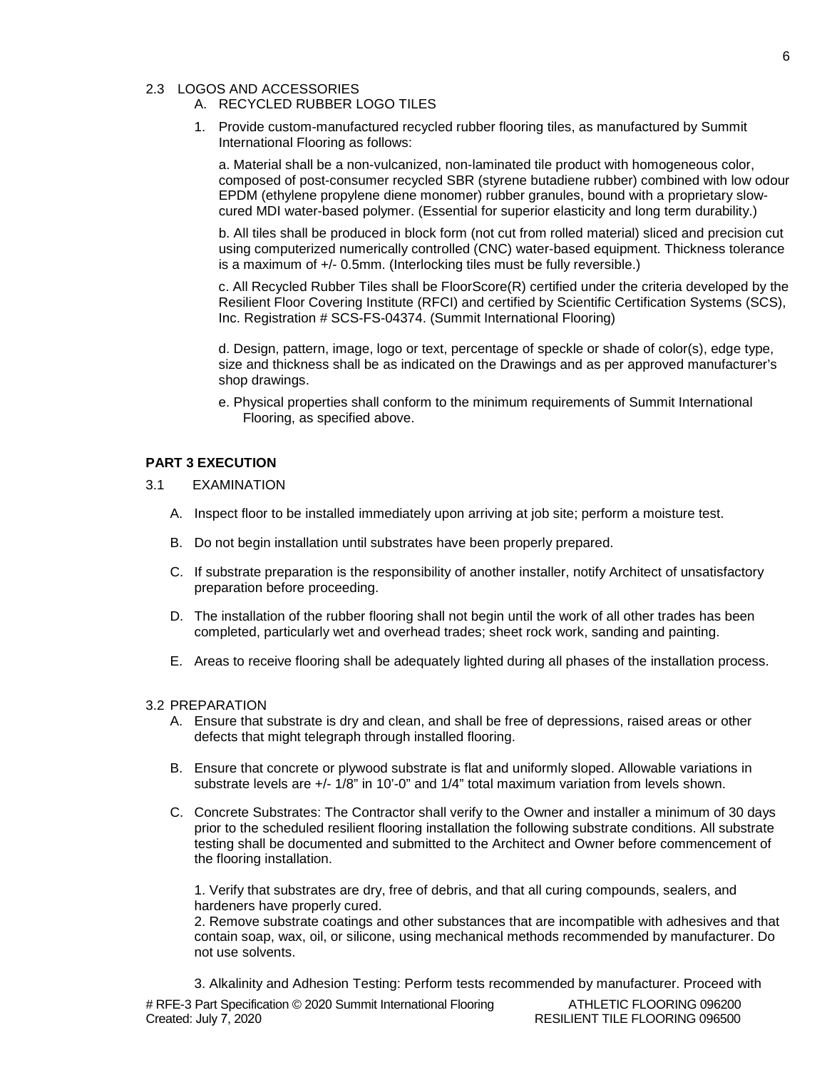2.3 LOGOS AND ACCESSORIES

A. RECYCLED RUBBER LOGO TILES

1. Provide custom-manufactured recycled rubber flooring tiles, as manufactured by Summit International Flooring as follows:

   a. Material shall be a non-vulcanized, non-laminated tile product with homogeneous color, composed of post-consumer recycled SBR (styrene butadiene rubber) combined with low odour EPDM (ethylene propylene diene monomer) rubber granules, bound with a proprietary slow-cured MDI water-based polymer. (Essential for superior elasticity and long term durability.)

   b. All tiles shall be produced in block form (not cut from rolled material) sliced and precision cut using computerized numerically controlled (CNC) water-based equipment. Thickness tolerance is a maximum of +/- 0.5mm. (Interlocking tiles must be fully reversible.)

   c. All Recycled Rubber Tiles shall be FloorScore(R) certified under the criteria developed by the Resilient Floor Covering Institute (RFCI) and certified by Scientific Certification Systems (SCS), Inc. Registration # SCS-FS-04374. (Summit International Flooring)

   d. Design, pattern, image, logo or text, percentage of speckle or shade of color(s), edge type, size and thickness shall be as indicated on the Drawings and as per approved manufacturer's shop drawings.

   e. Physical properties shall conform to the minimum requirements of Summit International Flooring, as specified above.

**PART 3 EXECUTION**

3.1 EXAMINATION

A. Inspect floor to be installed immediately upon arriving at job site; perform a moisture test.

B. Do not begin installation until substrates have been properly prepared.

C. If substrate preparation is the responsibility of another installer, notify Architect of unsatisfactory preparation before proceeding.

D. The installation of the rubber flooring shall not begin until the work of all other trades has been completed, particularly wet and overhead trades; sheet rock work, sanding and painting.

E. Areas to receive flooring shall be adequately lighted during all phases of the installation process.

3.2 PREPARATION

A. Ensure that substrate is dry and clean, and shall be free of depressions, raised areas or other defects that might telegraph through installed flooring.

B. Ensure that concrete or plywood substrate is flat and uniformly sloped. Allowable variations in substrate levels are +/- 1/8" in 10'-0" and 1/4" total maximum variation from levels shown.

C. Concrete Substrates: The Contractor shall verify to the Owner and installer a minimum of 30 days prior to the scheduled resilient flooring installation the following substrate conditions. All substrate testing shall be documented and submitted to the Architect and Owner before commencement of the flooring installation.

   1. Verify that substrates are dry, free of debris, and that all curing compounds, sealers, and hardeners have properly cured.
   2. Remove substrate coatings and other substances that are incompatible with adhesives and that contain soap, wax, oil, or silicone, using mechanical methods recommended by manufacturer. Do not use solvents.

   3. Alkalinity and Adhesion Testing: Perform tests recommended by manufacturer. Proceed with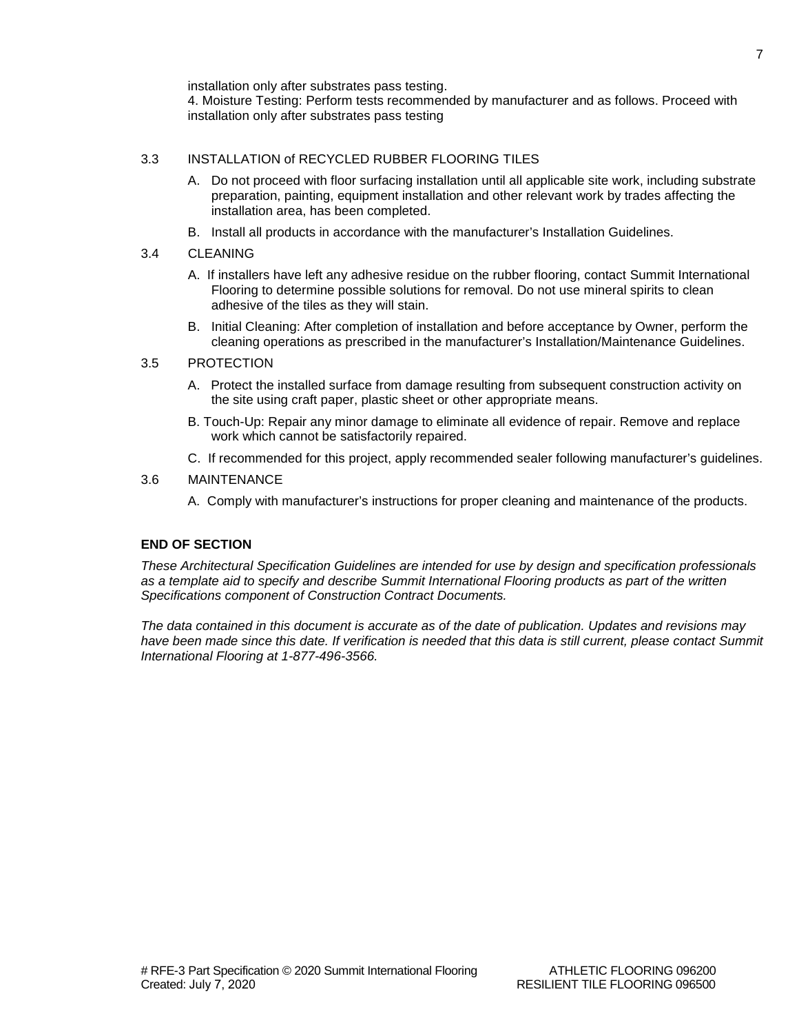installation only after substrates pass testing.

4. Moisture Testing: Perform tests recommended by manufacturer and as follows. Proceed with installation only after substrates pass testing

3.3 INSTALLATION of RECYCLED RUBBER FLOORING TILES

A. Do not proceed with floor surfacing installation until all applicable site work, including substrate preparation, painting, equipment installation and other relevant work by trades affecting the installation area, has been completed.

B. Install all products in accordance with the manufacturer's Installation Guidelines.

3.4 CLEANING

A. If installers have left any adhesive residue on the rubber flooring, contact Summit International Flooring to determine possible solutions for removal. Do not use mineral spirits to clean adhesive of the tiles as they will stain.

B. Initial Cleaning: After completion of installation and before acceptance by Owner, perform the cleaning operations as prescribed in the manufacturer's Installation/Maintenance Guidelines.

3.5 PROTECTION

A. Protect the installed surface from damage resulting from subsequent construction activity on the site using craft paper, plastic sheet or other appropriate means.

B. Touch-Up: Repair any minor damage to eliminate all evidence of repair. Remove and replace work which cannot be satisfactorily repaired.

C. If recommended for this project, apply recommended sealer following manufacturer's guidelines.

3.6 MAINTENANCE

A. Comply with manufacturer's instructions for proper cleaning and maintenance of the products.

**END OF SECTION**

*These Architectural Specification Guidelines are intended for use by design and specification professionals as a template aid to specify and describe Summit International Flooring products as part of the written Specifications component of Construction Contract Documents.*

*The data contained in this document is accurate as of the date of publication. Updates and revisions may have been made since this date. If verification is needed that this data is still current, please contact Summit International Flooring at 1-877-496-3566.*